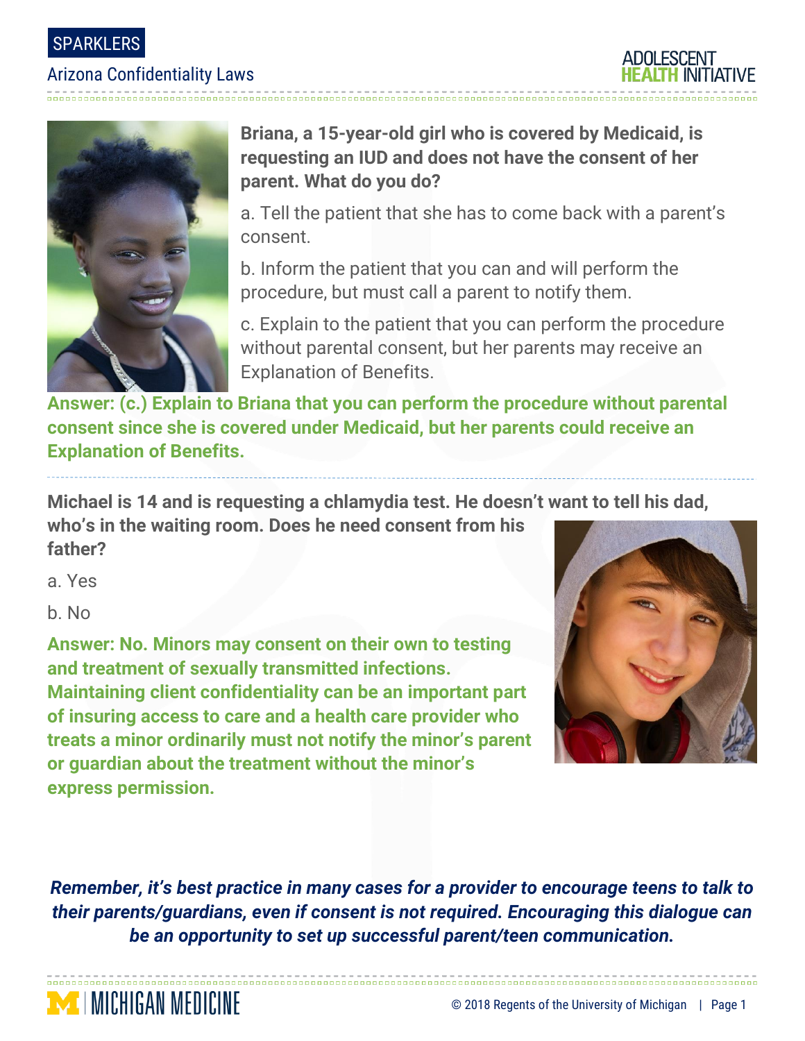SPARKLERS

# Arizona Confidentiality Laws

ADOLESCENT HEALTH INITIATIVE

**Briana, a 15-year-old girl who is covered by Medicaid, is requesting an IUD and does not have the consent of her parent. What do you do?**

a. Tell the patient that she has to come back with a parent's consent.

b. Inform the patient that you can and will perform the procedure, but must call a parent to notify them.

c. Explain to the patient that you can perform the procedure without parental consent, but her parents may receive an Explanation of Benefits.

**Answer: (c.) Explain to Briana that you can perform the procedure without parental consent since she is covered under Medicaid, but her parents could receive an Explanation of Benefits.**

---

**Michael is 14 and is requesting a chlamydia test. He doesn't want to tell his dad, who's in the waiting room. Does he need consent from his father?**

a. Yes

b. No

**Answer: No. Minors may consent on their own to testing and treatment of sexually transmitted infections. Maintaining client confidentiality can be an important part of insuring access to care and a health care provider who treats a minor ordinarily must not notify the minor's parent or guardian about the treatment without the minor's express permission.**

***Remember, it's best practice in many cases for a provider to encourage teens to talk to their parents/guardians, even if consent is not required. Encouraging this dialogue can be an opportunity to set up successful parent/teen communication.***

MICHIGAN MEDICINE

© 2018 Regents of the University of Michigan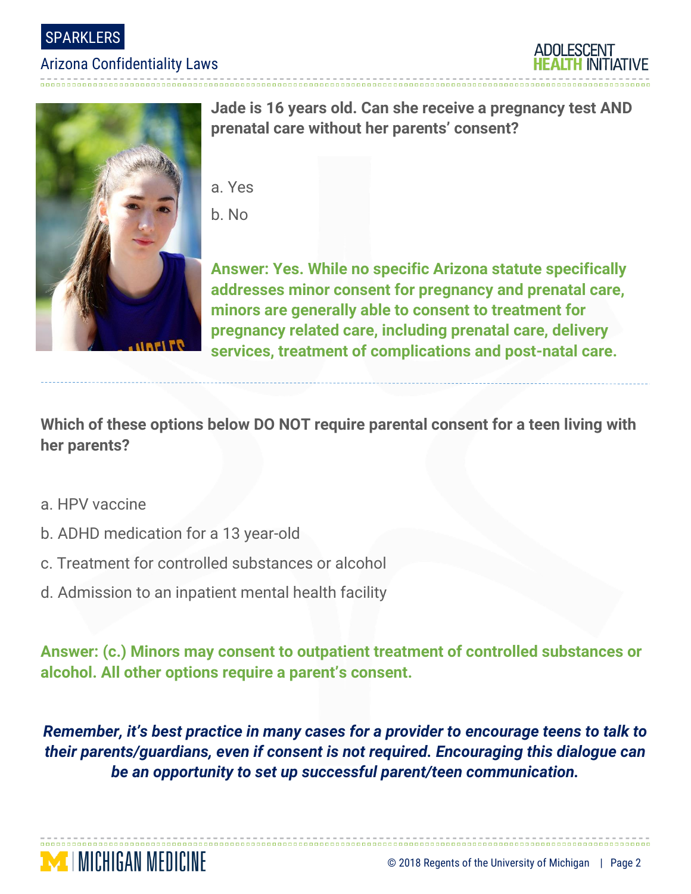**Jade is 16 years old. Can she receive a pregnancy test AND prenatal care without her parents' consent?**

a. Yes

b. No

**Answer: Yes. While no specific Arizona statute specifically addresses minor consent for pregnancy and prenatal care, minors are generally able to consent to treatment for pregnancy related care, including prenatal care, delivery services, treatment of complications and post-natal care.**

---

**Which of these options below DO NOT require parental consent for a teen living with her parents?**

a. HPV vaccine

b. ADHD medication for a 13 year-old

c. Treatment for controlled substances or alcohol

d. Admission to an inpatient mental health facility

**Answer: (c.) Minors may consent to outpatient treatment of controlled substances or alcohol. All other options require a parent's consent.**

***Remember, it's best practice in many cases for a provider to encourage teens to talk to their parents/guardians, even if consent is not required. Encouraging this dialogue can be an opportunity to set up successful parent/teen communication.***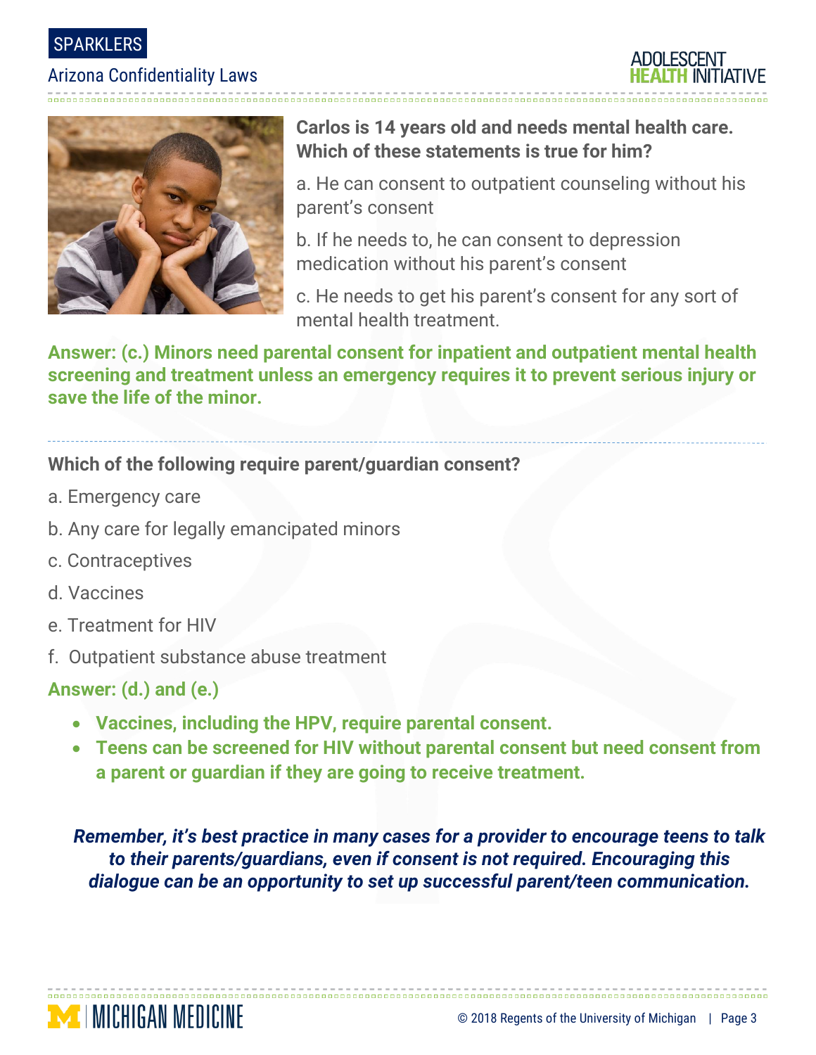**Carlos is 14 years old and needs mental health care. Which of these statements is true for him?**

a. He can consent to outpatient counseling without his parent's consent

b. If he needs to, he can consent to depression medication without his parent's consent

c. He needs to get his parent's consent for any sort of mental health treatment.

**Answer: (c.) Minors need parental consent for inpatient and outpatient mental health screening and treatment unless an emergency requires it to prevent serious injury or save the life of the minor.**

---

**Which of the following require parent/guardian consent?**

a. Emergency care

b. Any care for legally emancipated minors

c. Contraceptives

d. Vaccines

e. Treatment for HIV

f. Outpatient substance abuse treatment

**Answer: (d.) and (e.)**

- **Vaccines, including the HPV, require parental consent.**
- **Teens can be screened for HIV without parental consent but need consent from a parent or guardian if they are going to receive treatment.**

***Remember, it's best practice in many cases for a provider to encourage teens to talk to their parents/guardians, even if consent is not required. Encouraging this dialogue can be an opportunity to set up successful parent/teen communication.***